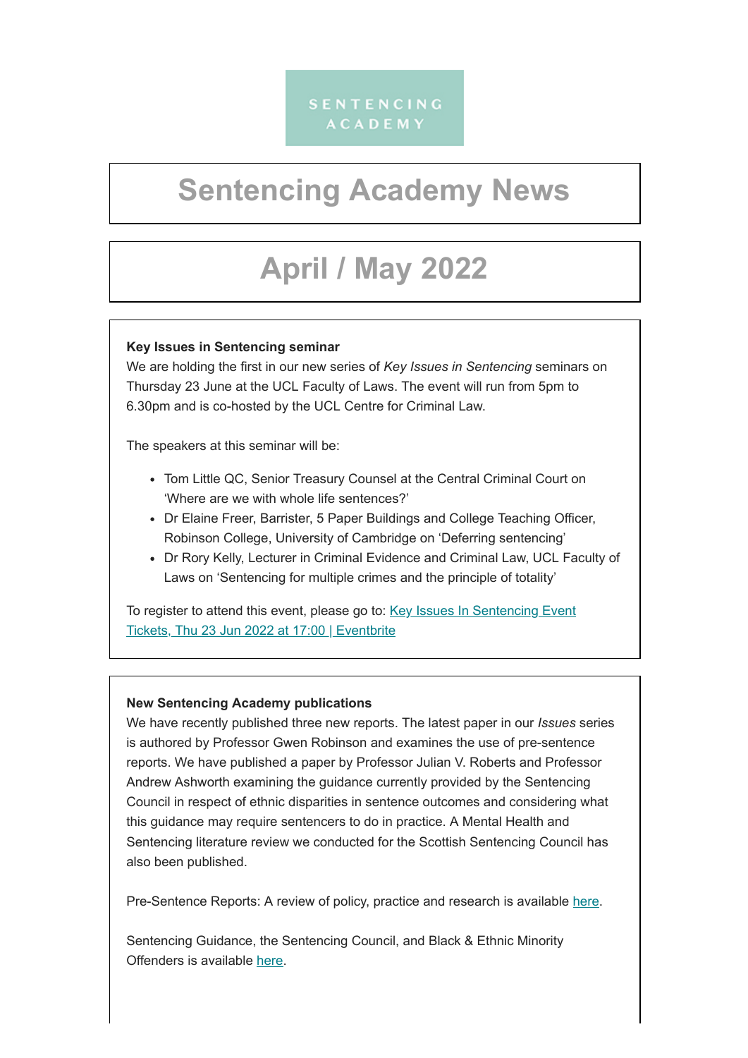SENTENCING ACADEMY

# Sentencing Academy News

# April / May 2022

### Key Issues in Sentencing seminar

We are holding the first in our new series of *Key Issues in Sentencing* seminars on Thursday 23 June at the UCL Faculty of Laws. The event will run from 5pm to 6.30pm and is co-hosted by the UCL Centre for Criminal Law.

The speakers at this seminar will be:

- Tom Little QC, Senior Treasury Counsel at the Central Criminal Court on 'Where are we with whole life sentences?'
- Dr Elaine Freer, Barrister, 5 Paper Buildings and College Teaching Officer, Robinson College, University of Cambridge on 'Deferring sentencing'
- Dr Rory Kelly, Lecturer in Criminal Evidence and Criminal Law, UCL Faculty of Laws on 'Sentencing for multiple crimes and the principle of totality'

To register to attend this event, please go to: Key Issues In Sentencing Event Tickets, Thu 23 Jun 2022 at 17:00 | Eventbrite

### New Sentencing Academy publications

We have recently published three new reports. The latest paper in our *Issues* series is authored by Professor Gwen Robinson and examines the use of pre-sentence reports. We have published a paper by Professor Julian V. Roberts and Professor Andrew Ashworth examining the guidance currently provided by the Sentencing Council in respect of ethnic disparities in sentence outcomes and considering what this guidance may require sentencers to do in practice. A Mental Health and Sentencing literature review we conducted for the Scottish Sentencing Council has also been published.

Pre-Sentence Reports: A review of policy, practice and research is available here.

Sentencing Guidance, the Sentencing Council, and Black & Ethnic Minority Offenders is available here.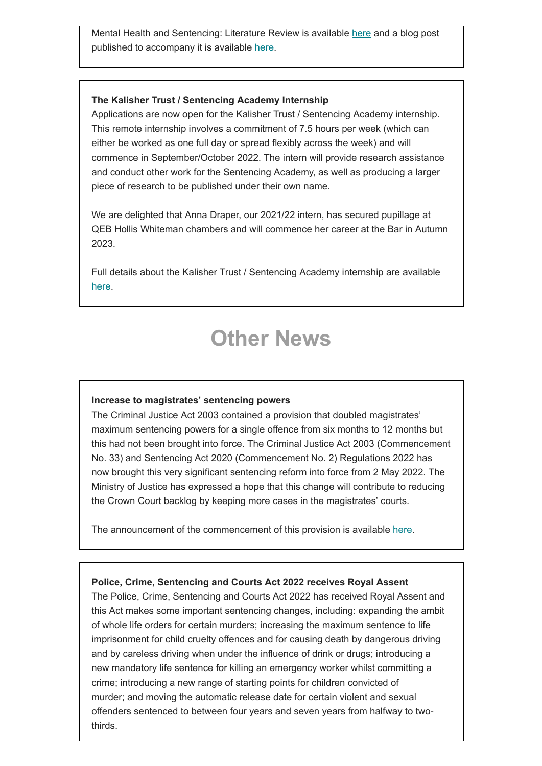Mental Health and Sentencing: Literature Review is available here and a blog post published to accompany it is available here.

**The Kalisher Trust / Sentencing Academy Internship**

Applications are now open for the Kalisher Trust / Sentencing Academy internship. This remote internship involves a commitment of 7.5 hours per week (which can either be worked as one full day or spread flexibly across the week) and will commence in September/October 2022. The intern will provide research assistance and conduct other work for the Sentencing Academy, as well as producing a larger piece of research to be published under their own name.

We are delighted that Anna Draper, our 2021/22 intern, has secured pupillage at QEB Hollis Whiteman chambers and will commence her career at the Bar in Autumn 2023.

Full details about the Kalisher Trust / Sentencing Academy internship are available here.

# Other News

**Increase to magistrates' sentencing powers**

The Criminal Justice Act 2003 contained a provision that doubled magistrates' maximum sentencing powers for a single offence from six months to 12 months but this had not been brought into force. The Criminal Justice Act 2003 (Commencement No. 33) and Sentencing Act 2020 (Commencement No. 2) Regulations 2022 has now brought this very significant sentencing reform into force from 2 May 2022. The Ministry of Justice has expressed a hope that this change will contribute to reducing the Crown Court backlog by keeping more cases in the magistrates' courts.

The announcement of the commencement of this provision is available here.

**Police, Crime, Sentencing and Courts Act 2022 receives Royal Assent**

The Police, Crime, Sentencing and Courts Act 2022 has received Royal Assent and this Act makes some important sentencing changes, including: expanding the ambit of whole life orders for certain murders; increasing the maximum sentence to life imprisonment for child cruelty offences and for causing death by dangerous driving and by careless driving when under the influence of drink or drugs; introducing a new mandatory life sentence for killing an emergency worker whilst committing a crime; introducing a new range of starting points for children convicted of murder; and moving the automatic release date for certain violent and sexual offenders sentenced to between four years and seven years from halfway to two-thirds.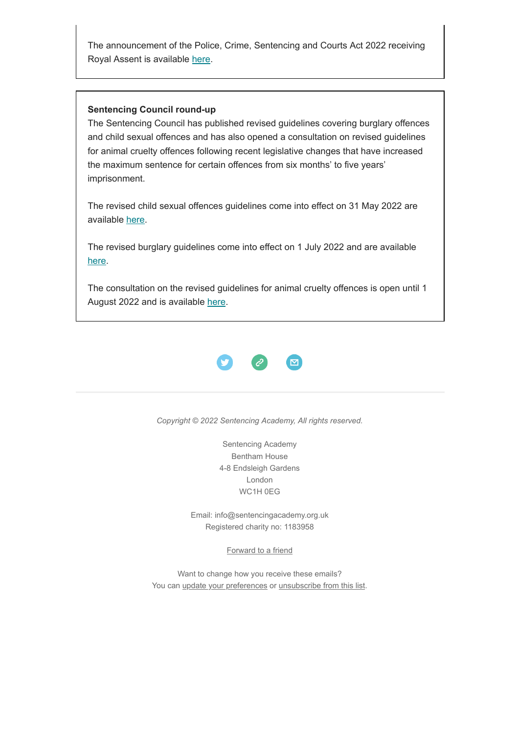The announcement of the Police, Crime, Sentencing and Courts Act 2022 receiving Royal Assent is available here.

**Sentencing Council round-up**

The Sentencing Council has published revised guidelines covering burglary offences and child sexual offences and has also opened a consultation on revised guidelines for animal cruelty offences following recent legislative changes that have increased the maximum sentence for certain offences from six months' to five years' imprisonment.

The revised child sexual offences guidelines come into effect on 31 May 2022 are available here.

The revised burglary guidelines come into effect on 1 July 2022 and are available here.

The consultation on the revised guidelines for animal cruelty offences is open until 1 August 2022 and is available here.

*Copyright © 2022 Sentencing Academy, All rights reserved.*

Sentencing Academy
Bentham House
4-8 Endsleigh Gardens
London
WC1H 0EG

Email: info@sentencingacademy.org.uk
Registered charity no: 1183958

Forward to a friend

Want to change how you receive these emails?
You can update your preferences or unsubscribe from this list.